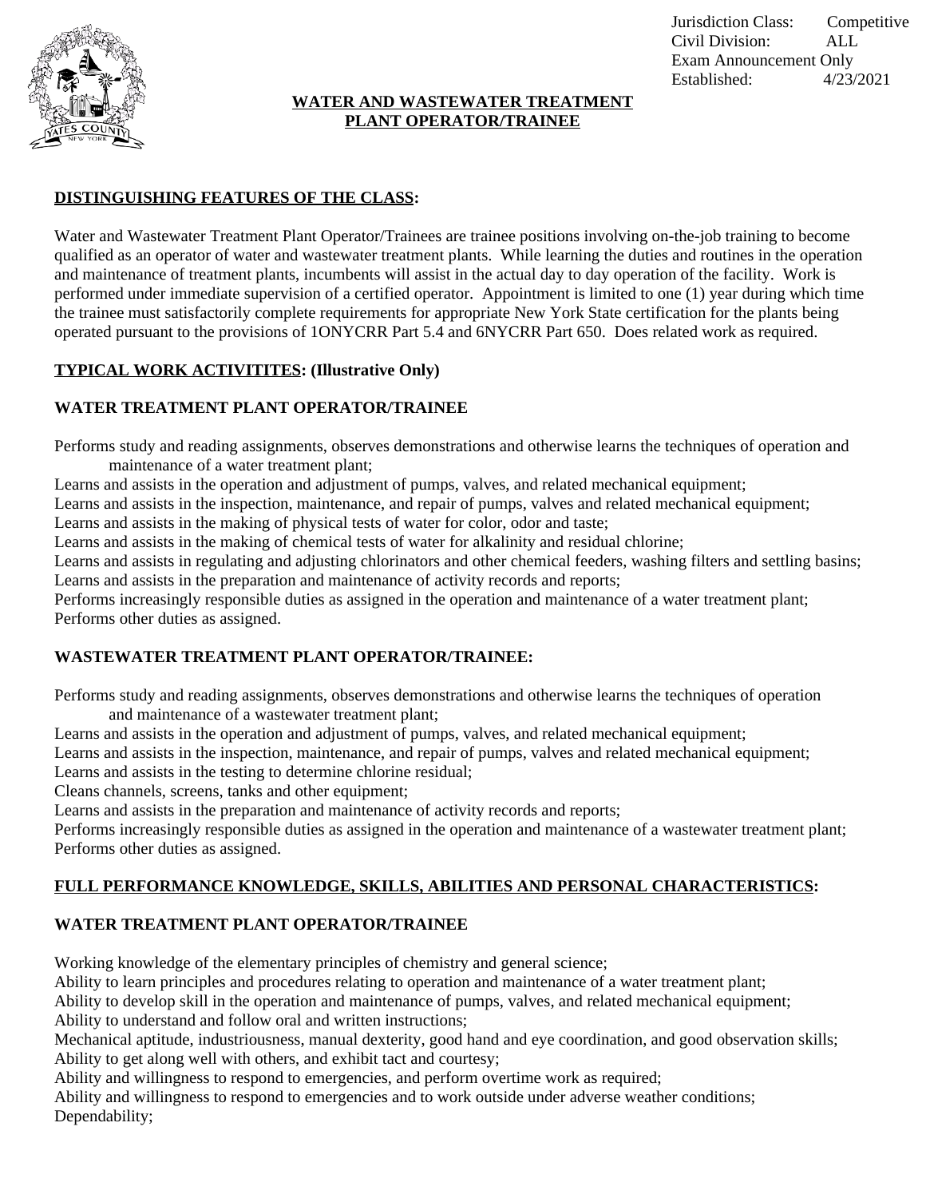Jurisdiction Class: Competitive
Civil Division: ALL
Exam Announcement Only
Established: 4/23/2021

# WATER AND WASTEWATER TREATMENT PLANT OPERATOR/TRAINEE

## DISTINGUISHING FEATURES OF THE CLASS:

Water and Wastewater Treatment Plant Operator/Trainees are trainee positions involving on-the-job training to become qualified as an operator of water and wastewater treatment plants. While learning the duties and routines in the operation and maintenance of treatment plants, incumbents will assist in the actual day to day operation of the facility. Work is performed under immediate supervision of a certified operator. Appointment is limited to one (1) year during which time the trainee must satisfactorily complete requirements for appropriate New York State certification for the plants being operated pursuant to the provisions of 1ONYCRR Part 5.4 and 6NYCRR Part 650. Does related work as required.

## TYPICAL WORK ACTIVITITES: (Illustrative Only)

### WATER TREATMENT PLANT OPERATOR/TRAINEE

Performs study and reading assignments, observes demonstrations and otherwise learns the techniques of operation and maintenance of a water treatment plant;
Learns and assists in the operation and adjustment of pumps, valves, and related mechanical equipment;
Learns and assists in the inspection, maintenance, and repair of pumps, valves and related mechanical equipment;
Learns and assists in the making of physical tests of water for color, odor and taste;
Learns and assists in the making of chemical tests of water for alkalinity and residual chlorine;
Learns and assists in regulating and adjusting chlorinators and other chemical feeders, washing filters and settling basins;
Learns and assists in the preparation and maintenance of activity records and reports;
Performs increasingly responsible duties as assigned in the operation and maintenance of a water treatment plant;
Performs other duties as assigned.

### WASTEWATER TREATMENT PLANT OPERATOR/TRAINEE:

Performs study and reading assignments, observes demonstrations and otherwise learns the techniques of operation and maintenance of a wastewater treatment plant;
Learns and assists in the operation and adjustment of pumps, valves, and related mechanical equipment;
Learns and assists in the inspection, maintenance, and repair of pumps, valves and related mechanical equipment;
Learns and assists in the testing to determine chlorine residual;
Cleans channels, screens, tanks and other equipment;
Learns and assists in the preparation and maintenance of activity records and reports;
Performs increasingly responsible duties as assigned in the operation and maintenance of a wastewater treatment plant;
Performs other duties as assigned.

## FULL PERFORMANCE KNOWLEDGE, SKILLS, ABILITIES AND PERSONAL CHARACTERISTICS:

### WATER TREATMENT PLANT OPERATOR/TRAINEE

Working knowledge of the elementary principles of chemistry and general science;
Ability to learn principles and procedures relating to operation and maintenance of a water treatment plant;
Ability to develop skill in the operation and maintenance of pumps, valves, and related mechanical equipment;
Ability to understand and follow oral and written instructions;
Mechanical aptitude, industriousness, manual dexterity, good hand and eye coordination, and good observation skills;
Ability to get along well with others, and exhibit tact and courtesy;
Ability and willingness to respond to emergencies, and perform overtime work as required;
Ability and willingness to respond to emergencies and to work outside under adverse weather conditions;
Dependability;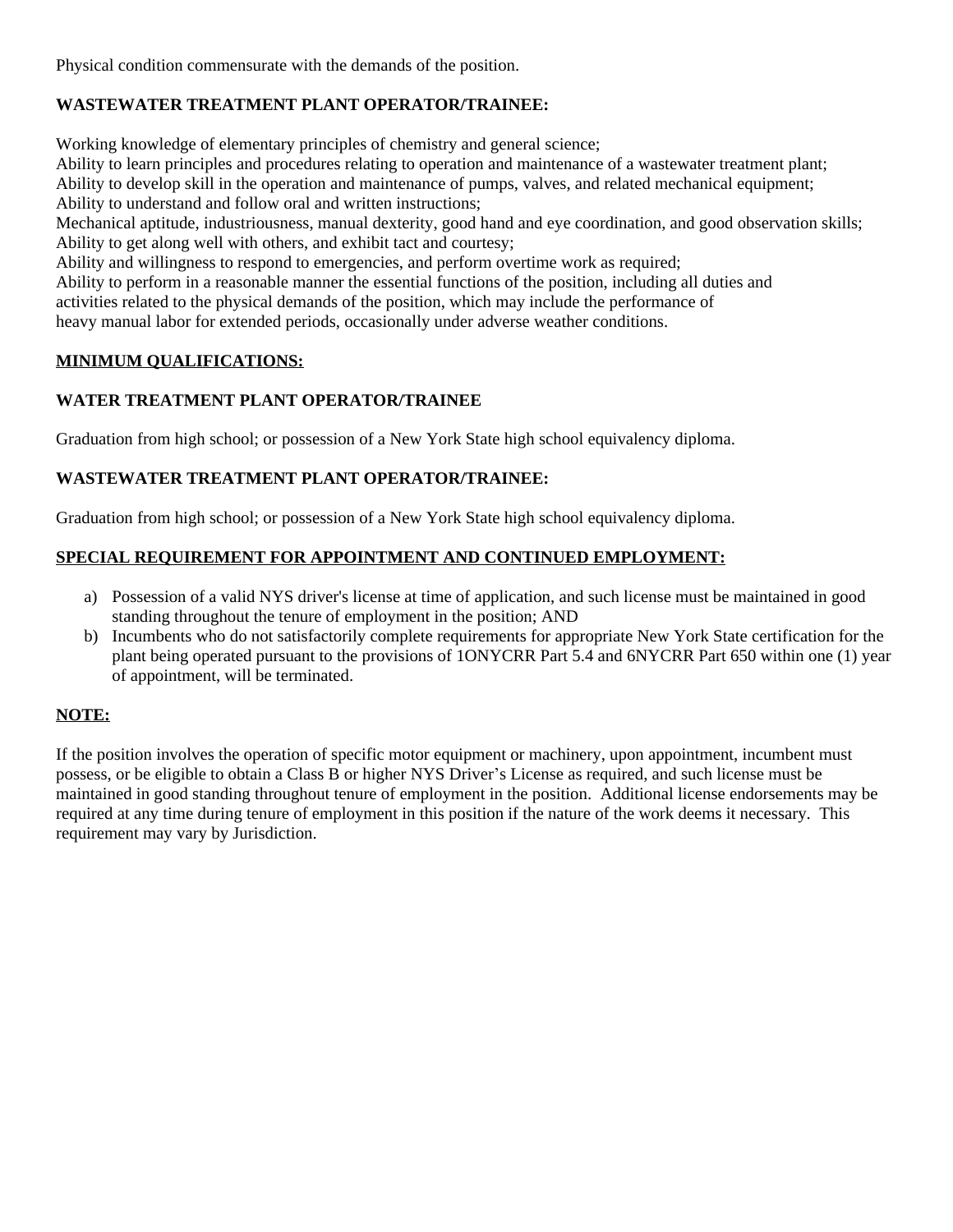Physical condition commensurate with the demands of the position.

**WASTEWATER TREATMENT PLANT OPERATOR/TRAINEE:**

Working knowledge of elementary principles of chemistry and general science;
Ability to learn principles and procedures relating to operation and maintenance of a wastewater treatment plant;
Ability to develop skill in the operation and maintenance of pumps, valves, and related mechanical equipment;
Ability to understand and follow oral and written instructions;
Mechanical aptitude, industriousness, manual dexterity, good hand and eye coordination, and good observation skills;
Ability to get along well with others, and exhibit tact and courtesy;
Ability and willingness to respond to emergencies, and perform overtime work as required;
Ability to perform in a reasonable manner the essential functions of the position, including all duties and activities related to the physical demands of the position, which may include the performance of heavy manual labor for extended periods, occasionally under adverse weather conditions.

**MINIMUM QUALIFICATIONS:**

**WATER TREATMENT PLANT OPERATOR/TRAINEE**

Graduation from high school; or possession of a New York State high school equivalency diploma.

**WASTEWATER TREATMENT PLANT OPERATOR/TRAINEE:**

Graduation from high school; or possession of a New York State high school equivalency diploma.

**SPECIAL REQUIREMENT FOR APPOINTMENT AND CONTINUED EMPLOYMENT:**

a) Possession of a valid NYS driver's license at time of application, and such license must be maintained in good standing throughout the tenure of employment in the position; AND
b) Incumbents who do not satisfactorily complete requirements for appropriate New York State certification for the plant being operated pursuant to the provisions of 1ONYCRR Part 5.4 and 6NYCRR Part 650 within one (1) year of appointment, will be terminated.

**NOTE:**

If the position involves the operation of specific motor equipment or machinery, upon appointment, incumbent must possess, or be eligible to obtain a Class B or higher NYS Driver's License as required, and such license must be maintained in good standing throughout tenure of employment in the position. Additional license endorsements may be required at any time during tenure of employment in this position if the nature of the work deems it necessary. This requirement may vary by Jurisdiction.